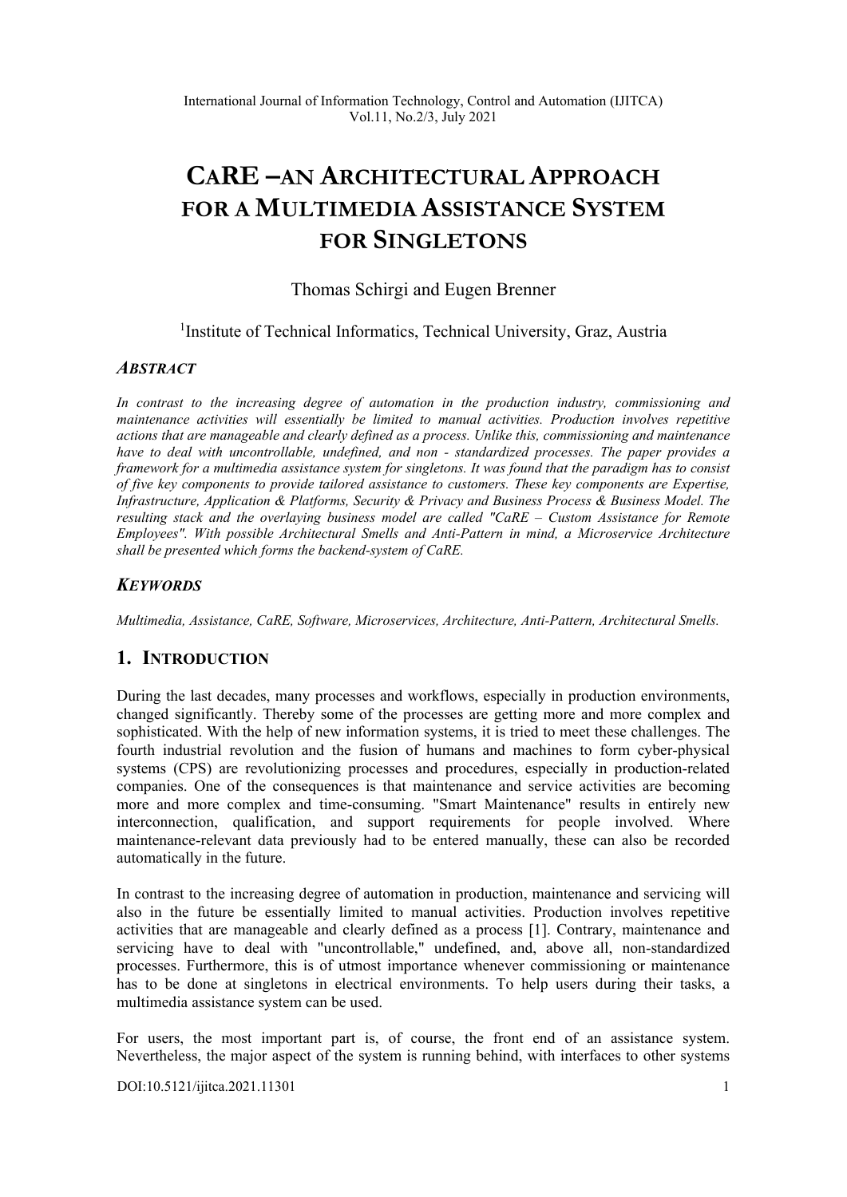# CaRE – an Architectural Approach for a Multimedia Assistance System for Singletons

Thomas Schirgi and Eugen Brenner

[1]Institute of Technical Informatics, Technical University, Graz, Austria

## *Abstract*

*In contrast to the increasing degree of automation in the production industry, commissioning and maintenance activities will essentially be limited to manual activities. Production involves repetitive actions that are manageable and clearly defined as a process. Unlike this, commissioning and maintenance have to deal with uncontrollable, undefined, and non - standardized processes. The paper provides a framework for a multimedia assistance system for singletons. It was found that the paradigm has to consist of five key components to provide tailored assistance to customers. These key components are Expertise, Infrastructure, Application & Platforms, Security & Privacy and Business Process & Business Model. The resulting stack and the overlaying business model are called "CaRE – Custom Assistance for Remote Employees". With possible Architectural Smells and Anti-Pattern in mind, a Microservice Architecture shall be presented which forms the backend-system of CaRE.*

## *Keywords*

*Multimedia, Assistance, CaRE, Software, Microservices, Architecture, Anti-Pattern, Architectural Smells.*

## 1. Introduction

During the last decades, many processes and workflows, especially in production environments, changed significantly. Thereby some of the processes are getting more and more complex and sophisticated. With the help of new information systems, it is tried to meet these challenges. The fourth industrial revolution and the fusion of humans and machines to form cyber-physical systems (CPS) are revolutionizing processes and procedures, especially in production-related companies. One of the consequences is that maintenance and service activities are becoming more and more complex and time-consuming. "Smart Maintenance" results in entirely new interconnection, qualification, and support requirements for people involved. Where maintenance-relevant data previously had to be entered manually, these can also be recorded automatically in the future.

In contrast to the increasing degree of automation in production, maintenance and servicing will also in the future be essentially limited to manual activities. Production involves repetitive activities that are manageable and clearly defined as a process [1]. Contrary, maintenance and servicing have to deal with "uncontrollable," undefined, and, above all, non-standardized processes. Furthermore, this is of utmost importance whenever commissioning or maintenance has to be done at singletons in electrical environments. To help users during their tasks, a multimedia assistance system can be used.

For users, the most important part is, of course, the front end of an assistance system. Nevertheless, the major aspect of the system is running behind, with interfaces to other systems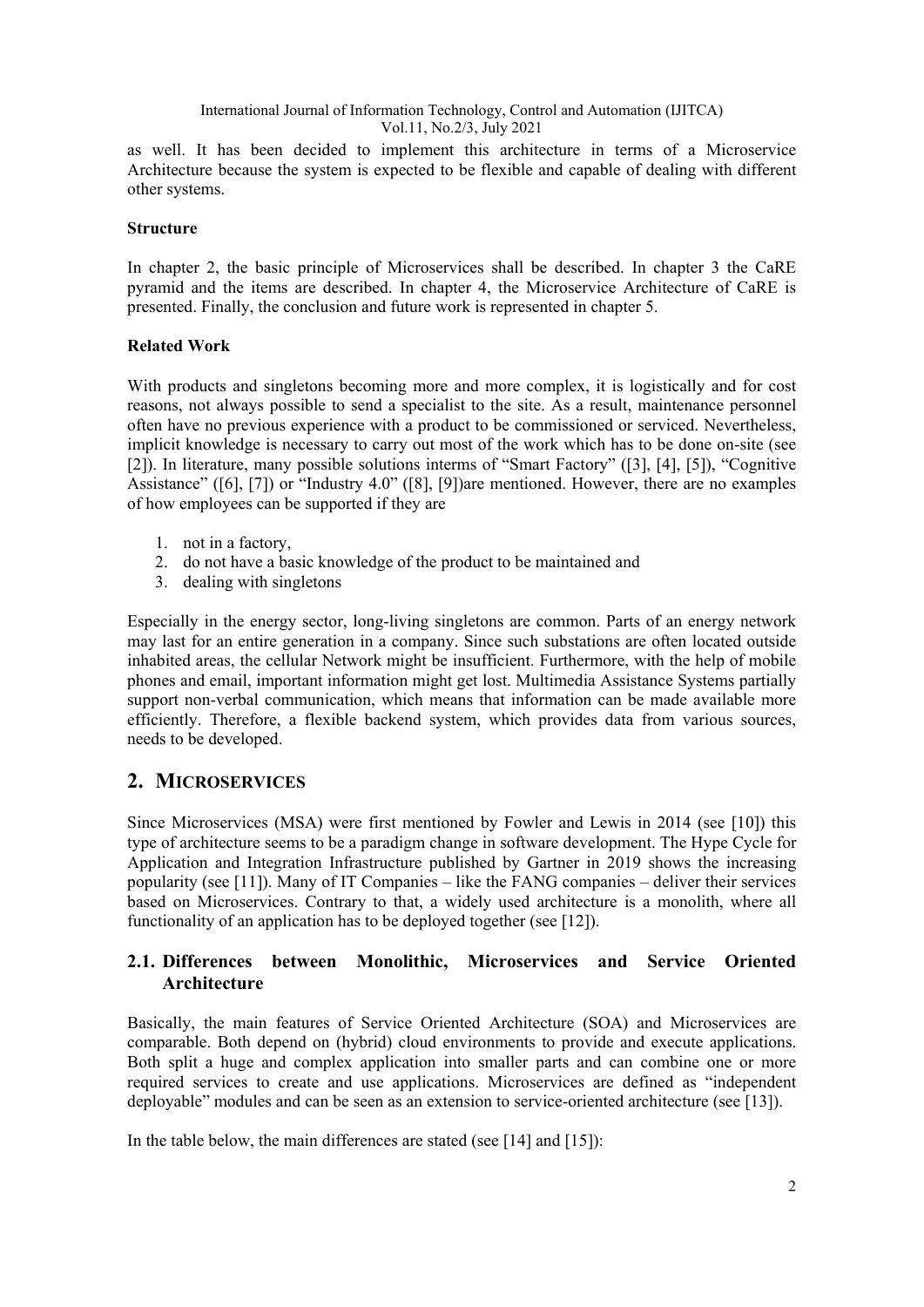as well. It has been decided to implement this architecture in terms of a Microservice Architecture because the system is expected to be flexible and capable of dealing with different other systems.

**Structure**

In chapter 2, the basic principle of Microservices shall be described. In chapter 3 the CaRE pyramid and the items are described. In chapter 4, the Microservice Architecture of CaRE is presented. Finally, the conclusion and future work is represented in chapter 5.

**Related Work**

With products and singletons becoming more and more complex, it is logistically and for cost reasons, not always possible to send a specialist to the site. As a result, maintenance personnel often have no previous experience with a product to be commissioned or serviced. Nevertheless, implicit knowledge is necessary to carry out most of the work which has to be done on-site (see [2]). In literature, many possible solutions interms of "Smart Factory" ([3], [4], [5]), "Cognitive Assistance" ([6], [7]) or "Industry 4.0" ([8], [9])are mentioned. However, there are no examples of how employees can be supported if they are

1. not in a factory,
2. do not have a basic knowledge of the product to be maintained and
3. dealing with singletons

Especially in the energy sector, long-living singletons are common. Parts of an energy network may last for an entire generation in a company. Since such substations are often located outside inhabited areas, the cellular Network might be insufficient. Furthermore, with the help of mobile phones and email, important information might get lost. Multimedia Assistance Systems partially support non-verbal communication, which means that information can be made available more efficiently. Therefore, a flexible backend system, which provides data from various sources, needs to be developed.

## 2. MICROSERVICES

Since Microservices (MSA) were first mentioned by Fowler and Lewis in 2014 (see [10]) this type of architecture seems to be a paradigm change in software development. The Hype Cycle for Application and Integration Infrastructure published by Gartner in 2019 shows the increasing popularity (see [11]). Many of IT Companies – like the FANG companies – deliver their services based on Microservices. Contrary to that, a widely used architecture is a monolith, where all functionality of an application has to be deployed together (see [12]).

### 2.1. Differences between Monolithic, Microservices and Service Oriented Architecture

Basically, the main features of Service Oriented Architecture (SOA) and Microservices are comparable. Both depend on (hybrid) cloud environments to provide and execute applications. Both split a huge and complex application into smaller parts and can combine one or more required services to create and use applications. Microservices are defined as "independent deployable" modules and can be seen as an extension to service-oriented architecture (see [13]).

In the table below, the main differences are stated (see [14] and [15]):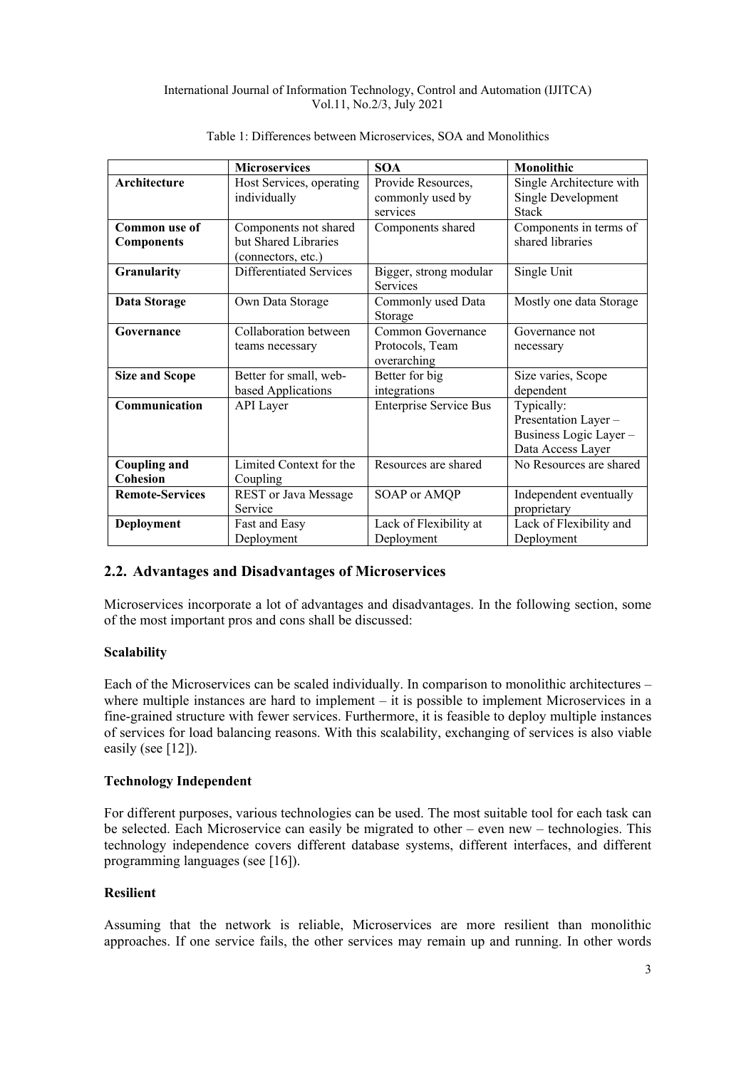Table 1: Differences between Microservices, SOA and Monolithics

| | Microservices | SOA | Monolithic |
|---|---|---|---|
| **Architecture** | Host Services, operating individually | Provide Resources, commonly used by services | Single Architecture with Single Development Stack |
| **Common use of Components** | Components not shared but Shared Libraries (connectors, etc.) | Components shared | Components in terms of shared libraries |
| **Granularity** | Differentiated Services | Bigger, strong modular Services | Single Unit |
| **Data Storage** | Own Data Storage | Commonly used Data Storage | Mostly one data Storage |
| **Governance** | Collaboration between teams necessary | Common Governance Protocols, Team overarching | Governance not necessary |
| **Size and Scope** | Better for small, web-based Applications | Better for big integrations | Size varies, Scope dependent |
| **Communication** | API Layer | Enterprise Service Bus | Typically: Presentation Layer – Business Logic Layer – Data Access Layer |
| **Coupling and Cohesion** | Limited Context for the Coupling | Resources are shared | No Resources are shared |
| **Remote-Services** | REST or Java Message Service | SOAP or AMQP | Independent eventually proprietary |
| **Deployment** | Fast and Easy Deployment | Lack of Flexibility at Deployment | Lack of Flexibility and Deployment |

## 2.2. Advantages and Disadvantages of Microservices

Microservices incorporate a lot of advantages and disadvantages. In the following section, some of the most important pros and cons shall be discussed:

**Scalability**

Each of the Microservices can be scaled individually. In comparison to monolithic architectures – where multiple instances are hard to implement – it is possible to implement Microservices in a fine-grained structure with fewer services. Furthermore, it is feasible to deploy multiple instances of services for load balancing reasons. With this scalability, exchanging of services is also viable easily (see [12]).

**Technology Independent**

For different purposes, various technologies can be used. The most suitable tool for each task can be selected. Each Microservice can easily be migrated to other – even new – technologies. This technology independence covers different database systems, different interfaces, and different programming languages (see [16]).

**Resilient**

Assuming that the network is reliable, Microservices are more resilient than monolithic approaches. If one service fails, the other services may remain up and running. In other words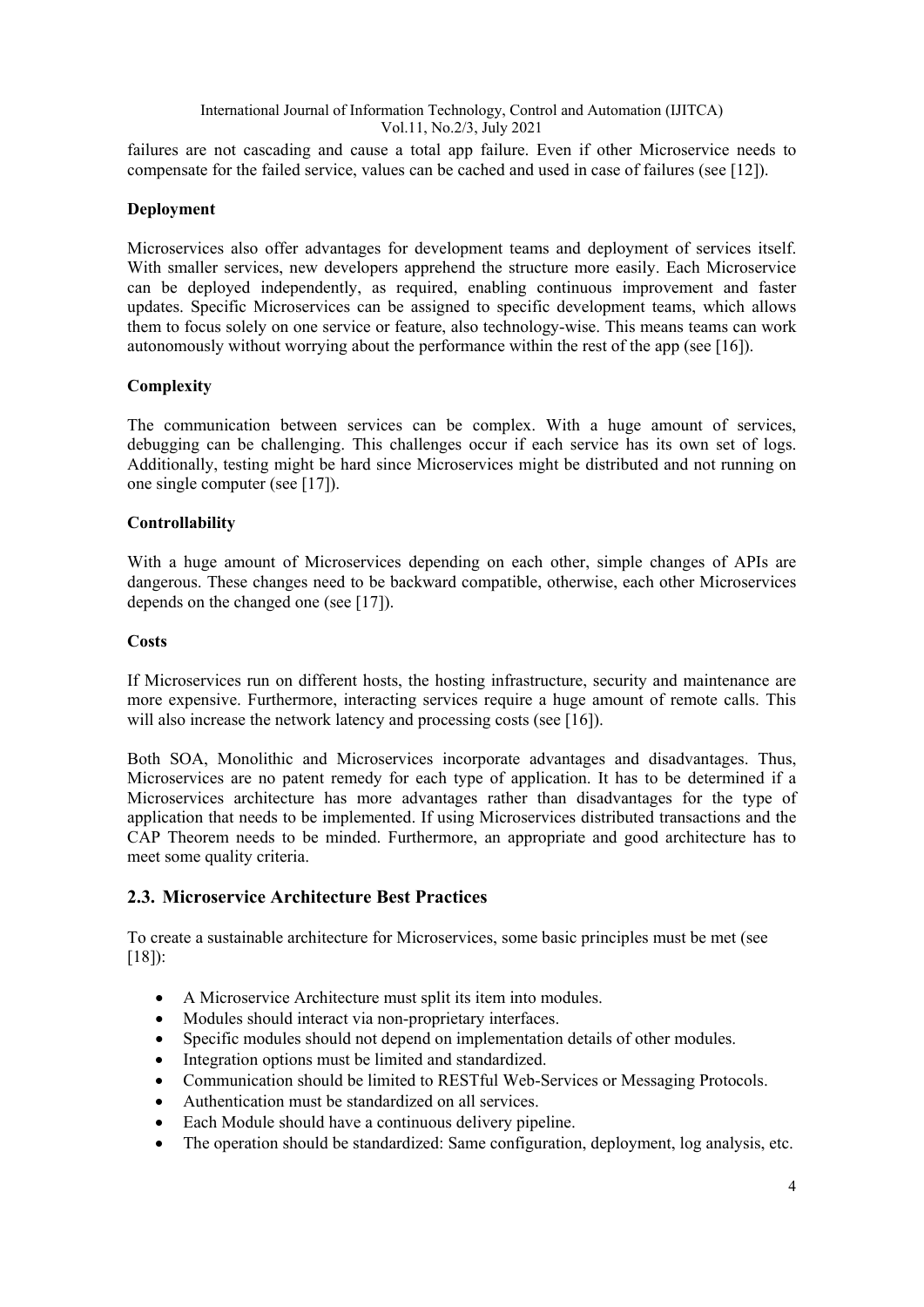failures are not cascading and cause a total app failure. Even if other Microservice needs to compensate for the failed service, values can be cached and used in case of failures (see [12]).

**Deployment**

Microservices also offer advantages for development teams and deployment of services itself. With smaller services, new developers apprehend the structure more easily. Each Microservice can be deployed independently, as required, enabling continuous improvement and faster updates. Specific Microservices can be assigned to specific development teams, which allows them to focus solely on one service or feature, also technology-wise. This means teams can work autonomously without worrying about the performance within the rest of the app (see [16]).

**Complexity**

The communication between services can be complex. With a huge amount of services, debugging can be challenging. This challenges occur if each service has its own set of logs. Additionally, testing might be hard since Microservices might be distributed and not running on one single computer (see [17]).

**Controllability**

With a huge amount of Microservices depending on each other, simple changes of APIs are dangerous. These changes need to be backward compatible, otherwise, each other Microservices depends on the changed one (see [17]).

**Costs**

If Microservices run on different hosts, the hosting infrastructure, security and maintenance are more expensive. Furthermore, interacting services require a huge amount of remote calls. This will also increase the network latency and processing costs (see [16]).

Both SOA, Monolithic and Microservices incorporate advantages and disadvantages. Thus, Microservices are no patent remedy for each type of application. It has to be determined if a Microservices architecture has more advantages rather than disadvantages for the type of application that needs to be implemented. If using Microservices distributed transactions and the CAP Theorem needs to be minded. Furthermore, an appropriate and good architecture has to meet some quality criteria.

## 2.3. Microservice Architecture Best Practices

To create a sustainable architecture for Microservices, some basic principles must be met (see [18]):

- A Microservice Architecture must split its item into modules.
- Modules should interact via non-proprietary interfaces.
- Specific modules should not depend on implementation details of other modules.
- Integration options must be limited and standardized.
- Communication should be limited to RESTful Web-Services or Messaging Protocols.
- Authentication must be standardized on all services.
- Each Module should have a continuous delivery pipeline.
- The operation should be standardized: Same configuration, deployment, log analysis, etc.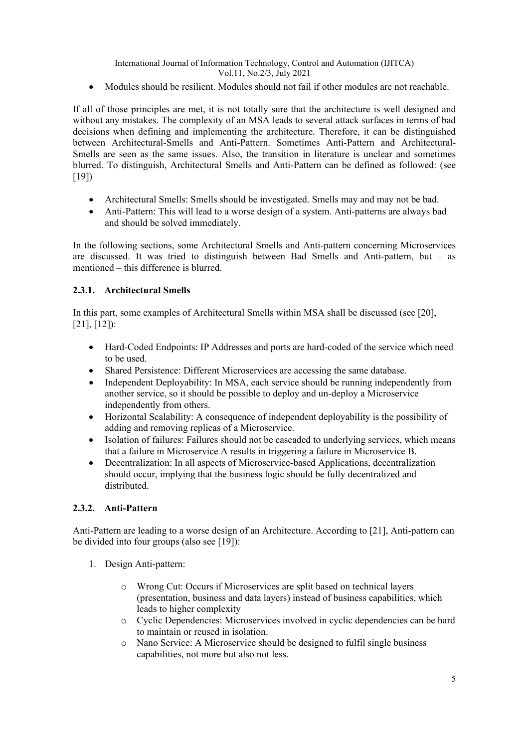- Modules should be resilient. Modules should not fail if other modules are not reachable.

If all of those principles are met, it is not totally sure that the architecture is well designed and without any mistakes. The complexity of an MSA leads to several attack surfaces in terms of bad decisions when defining and implementing the architecture. Therefore, it can be distinguished between Architectural-Smells and Anti-Pattern. Sometimes Anti-Pattern and Architectural-Smells are seen as the same issues. Also, the transition in literature is unclear and sometimes blurred. To distinguish, Architectural Smells and Anti-Pattern can be defined as followed: (see [19])

- Architectural Smells: Smells should be investigated. Smells may and may not be bad.
- Anti-Pattern: This will lead to a worse design of a system. Anti-patterns are always bad and should be solved immediately.

In the following sections, some Architectural Smells and Anti-pattern concerning Microservices are discussed. It was tried to distinguish between Bad Smells and Anti-pattern, but – as mentioned – this difference is blurred.

### 2.3.1. Architectural Smells

In this part, some examples of Architectural Smells within MSA shall be discussed (see [20], [21], [12]):

- Hard-Coded Endpoints: IP Addresses and ports are hard-coded of the service which need to be used.
- Shared Persistence: Different Microservices are accessing the same database.
- Independent Deployability: In MSA, each service should be running independently from another service, so it should be possible to deploy and un-deploy a Microservice independently from others.
- Horizontal Scalability: A consequence of independent deployability is the possibility of adding and removing replicas of a Microservice.
- Isolation of failures: Failures should not be cascaded to underlying services, which means that a failure in Microservice A results in triggering a failure in Microservice B.
- Decentralization: In all aspects of Microservice-based Applications, decentralization should occur, implying that the business logic should be fully decentralized and distributed.

### 2.3.2. Anti-Pattern

Anti-Pattern are leading to a worse design of an Architecture. According to [21], Anti-pattern can be divided into four groups (also see [19]):

1. Design Anti-pattern:
    - Wrong Cut: Occurs if Microservices are split based on technical layers (presentation, business and data layers) instead of business capabilities, which leads to higher complexity
    - Cyclic Dependencies: Microservices involved in cyclic dependencies can be hard to maintain or reused in isolation.
    - Nano Service: A Microservice should be designed to fulfil single business capabilities, not more but also not less.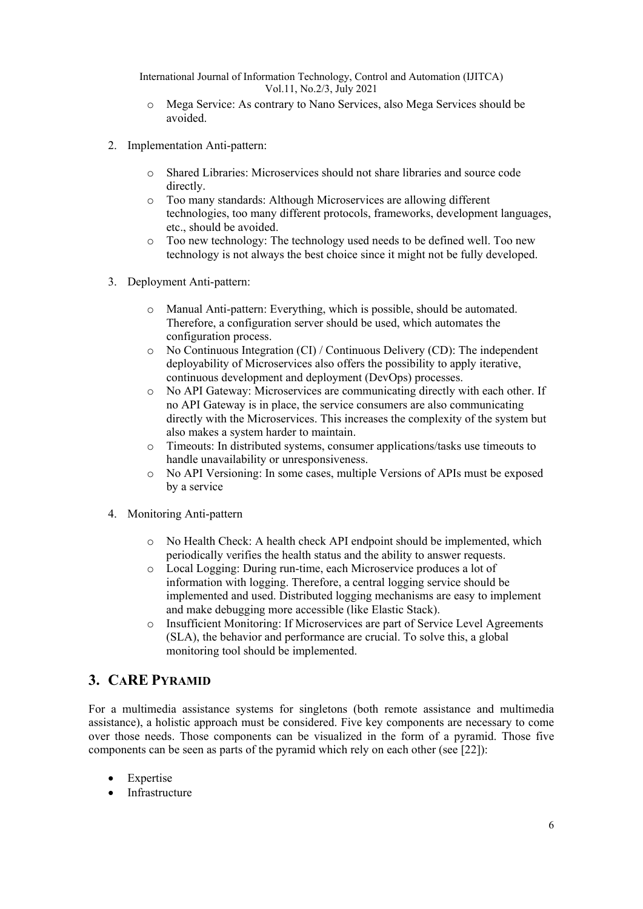- Mega Service: As contrary to Nano Services, also Mega Services should be avoided.

2. Implementation Anti-pattern:

   - Shared Libraries: Microservices should not share libraries and source code directly.
   - Too many standards: Although Microservices are allowing different technologies, too many different protocols, frameworks, development languages, etc., should be avoided.
   - Too new technology: The technology used needs to be defined well. Too new technology is not always the best choice since it might not be fully developed.

3. Deployment Anti-pattern:

   - Manual Anti-pattern: Everything, which is possible, should be automated. Therefore, a configuration server should be used, which automates the configuration process.
   - No Continuous Integration (CI) / Continuous Delivery (CD): The independent deployability of Microservices also offers the possibility to apply iterative, continuous development and deployment (DevOps) processes.
   - No API Gateway: Microservices are communicating directly with each other. If no API Gateway is in place, the service consumers are also communicating directly with the Microservices. This increases the complexity of the system but also makes a system harder to maintain.
   - Timeouts: In distributed systems, consumer applications/tasks use timeouts to handle unavailability or unresponsiveness.
   - No API Versioning: In some cases, multiple Versions of APIs must be exposed by a service

4. Monitoring Anti-pattern

   - No Health Check: A health check API endpoint should be implemented, which periodically verifies the health status and the ability to answer requests.
   - Local Logging: During run-time, each Microservice produces a lot of information with logging. Therefore, a central logging service should be implemented and used. Distributed logging mechanisms are easy to implement and make debugging more accessible (like Elastic Stack).
   - Insufficient Monitoring: If Microservices are part of Service Level Agreements (SLA), the behavior and performance are crucial. To solve this, a global monitoring tool should be implemented.

## 3. CaRE Pyramid

For a multimedia assistance systems for singletons (both remote assistance and multimedia assistance), a holistic approach must be considered. Five key components are necessary to come over those needs. Those components can be visualized in the form of a pyramid. Those five components can be seen as parts of the pyramid which rely on each other (see [22]):

- Expertise
- Infrastructure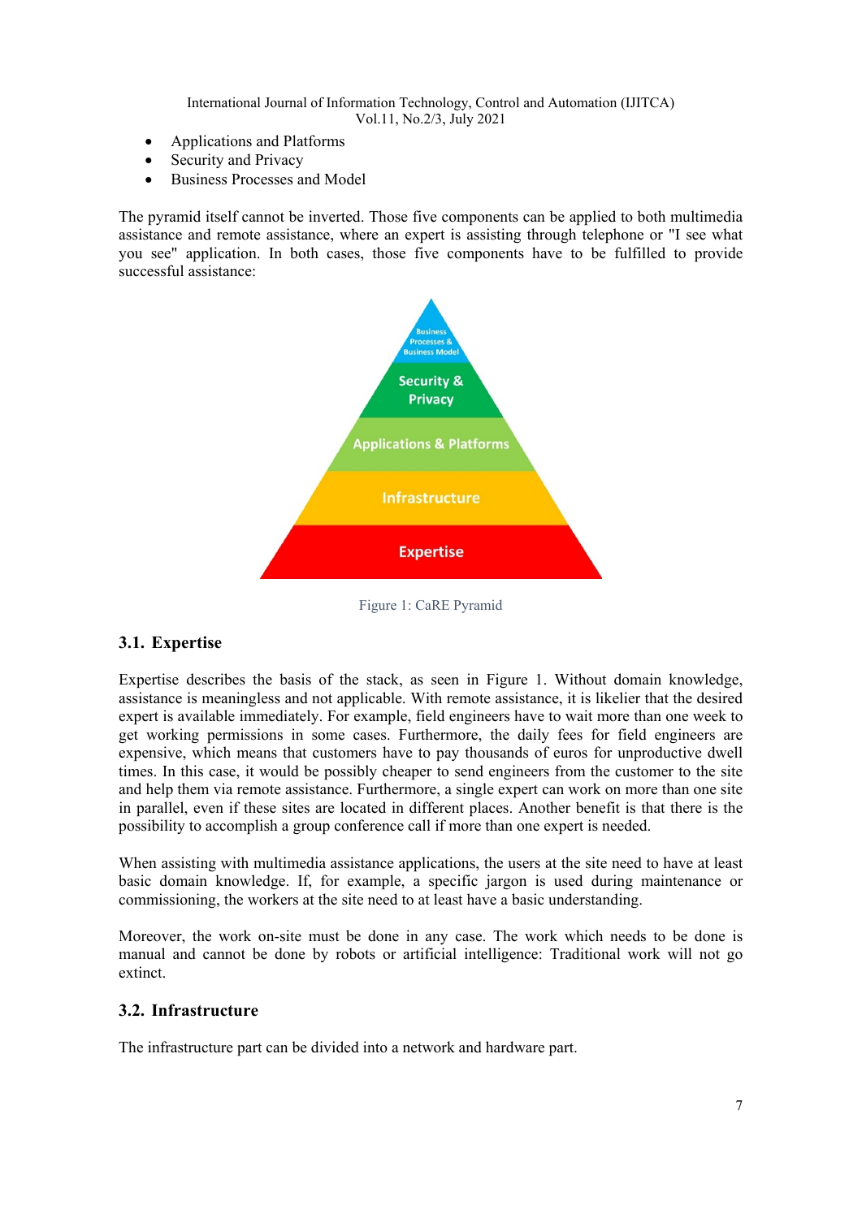- Applications and Platforms
- Security and Privacy
- Business Processes and Model

The pyramid itself cannot be inverted. Those five components can be applied to both multimedia assistance and remote assistance, where an expert is assisting through telephone or "I see what you see" application. In both cases, those five components have to be fulfilled to provide successful assistance:

Business Processes & Business Model

Security & Privacy

Applications & Platforms

Infrastructure

Expertise

Figure 1: CaRE Pyramid

### 3.1. Expertise

Expertise describes the basis of the stack, as seen in Figure 1. Without domain knowledge, assistance is meaningless and not applicable. With remote assistance, it is likelier that the desired expert is available immediately. For example, field engineers have to wait more than one week to get working permissions in some cases. Furthermore, the daily fees for field engineers are expensive, which means that customers have to pay thousands of euros for unproductive dwell times. In this case, it would be possibly cheaper to send engineers from the customer to the site and help them via remote assistance. Furthermore, a single expert can work on more than one site in parallel, even if these sites are located in different places. Another benefit is that there is the possibility to accomplish a group conference call if more than one expert is needed.

When assisting with multimedia assistance applications, the users at the site need to have at least basic domain knowledge. If, for example, a specific jargon is used during maintenance or commissioning, the workers at the site need to at least have a basic understanding.

Moreover, the work on-site must be done in any case. The work which needs to be done is manual and cannot be done by robots or artificial intelligence: Traditional work will not go extinct.

### 3.2. Infrastructure

The infrastructure part can be divided into a network and hardware part.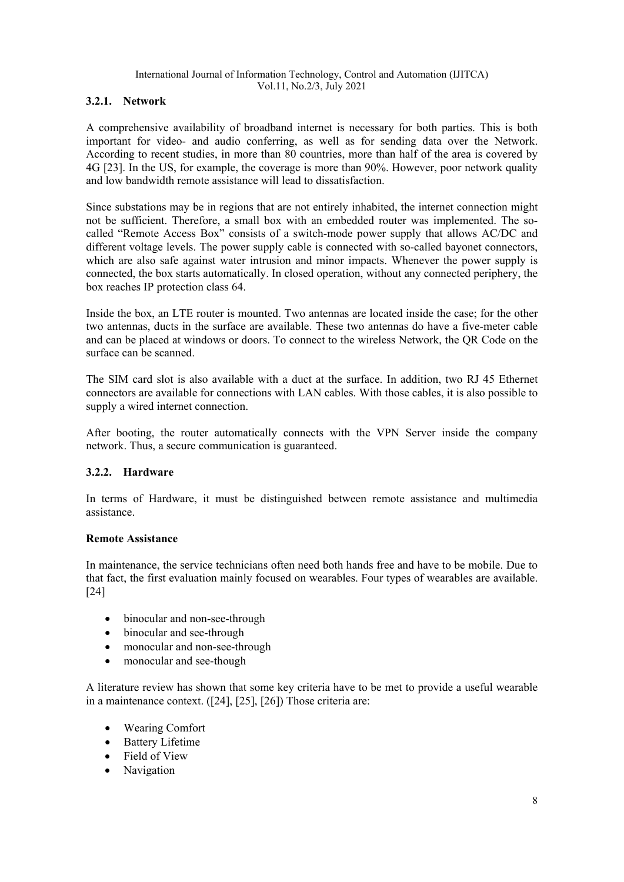### 3.2.1. Network

A comprehensive availability of broadband internet is necessary for both parties. This is both important for video- and audio conferring, as well as for sending data over the Network. According to recent studies, in more than 80 countries, more than half of the area is covered by 4G [23]. In the US, for example, the coverage is more than 90%. However, poor network quality and low bandwidth remote assistance will lead to dissatisfaction.

Since substations may be in regions that are not entirely inhabited, the internet connection might not be sufficient. Therefore, a small box with an embedded router was implemented. The so-called "Remote Access Box" consists of a switch-mode power supply that allows AC/DC and different voltage levels. The power supply cable is connected with so-called bayonet connectors, which are also safe against water intrusion and minor impacts. Whenever the power supply is connected, the box starts automatically. In closed operation, without any connected periphery, the box reaches IP protection class 64.

Inside the box, an LTE router is mounted. Two antennas are located inside the case; for the other two antennas, ducts in the surface are available. These two antennas do have a five-meter cable and can be placed at windows or doors. To connect to the wireless Network, the QR Code on the surface can be scanned.

The SIM card slot is also available with a duct at the surface. In addition, two RJ 45 Ethernet connectors are available for connections with LAN cables. With those cables, it is also possible to supply a wired internet connection.

After booting, the router automatically connects with the VPN Server inside the company network. Thus, a secure communication is guaranteed.

### 3.2.2. Hardware

In terms of Hardware, it must be distinguished between remote assistance and multimedia assistance.

**Remote Assistance**

In maintenance, the service technicians often need both hands free and have to be mobile. Due to that fact, the first evaluation mainly focused on wearables. Four types of wearables are available. [24]

- binocular and non-see-through
- binocular and see-through
- monocular and non-see-through
- monocular and see-though

A literature review has shown that some key criteria have to be met to provide a useful wearable in a maintenance context. ([24], [25], [26]) Those criteria are:

- Wearing Comfort
- Battery Lifetime
- Field of View
- Navigation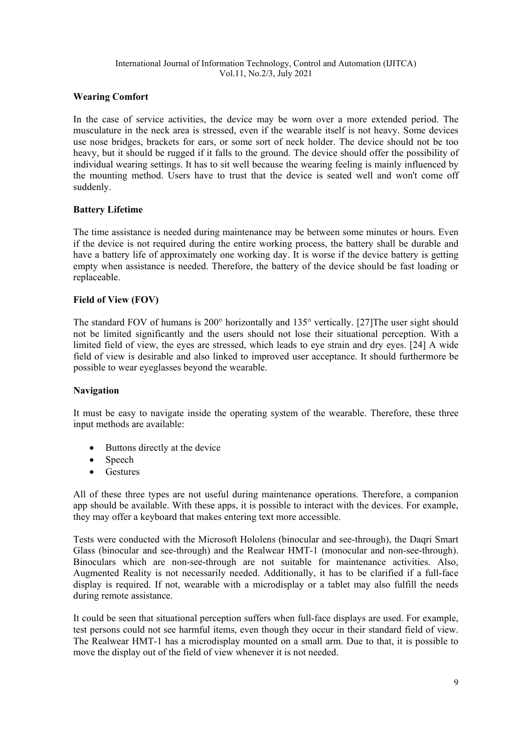**Wearing Comfort**

In the case of service activities, the device may be worn over a more extended period. The musculature in the neck area is stressed, even if the wearable itself is not heavy. Some devices use nose bridges, brackets for ears, or some sort of neck holder. The device should not be too heavy, but it should be rugged if it falls to the ground. The device should offer the possibility of individual wearing settings. It has to sit well because the wearing feeling is mainly influenced by the mounting method. Users have to trust that the device is seated well and won't come off suddenly.

**Battery Lifetime**

The time assistance is needed during maintenance may be between some minutes or hours. Even if the device is not required during the entire working process, the battery shall be durable and have a battery life of approximately one working day. It is worse if the device battery is getting empty when assistance is needed. Therefore, the battery of the device should be fast loading or replaceable.

**Field of View (FOV)**

The standard FOV of humans is 200° horizontally and 135° vertically. [27]The user sight should not be limited significantly and the users should not lose their situational perception. With a limited field of view, the eyes are stressed, which leads to eye strain and dry eyes. [24] A wide field of view is desirable and also linked to improved user acceptance. It should furthermore be possible to wear eyeglasses beyond the wearable.

**Navigation**

It must be easy to navigate inside the operating system of the wearable. Therefore, these three input methods are available:

- Buttons directly at the device
- Speech
- Gestures

All of these three types are not useful during maintenance operations. Therefore, a companion app should be available. With these apps, it is possible to interact with the devices. For example, they may offer a keyboard that makes entering text more accessible.

Tests were conducted with the Microsoft Hololens (binocular and see-through), the Daqri Smart Glass (binocular and see-through) and the Realwear HMT-1 (monocular and non-see-through). Binoculars which are non-see-through are not suitable for maintenance activities. Also, Augmented Reality is not necessarily needed. Additionally, it has to be clarified if a full-face display is required. If not, wearable with a microdisplay or a tablet may also fulfill the needs during remote assistance.

It could be seen that situational perception suffers when full-face displays are used. For example, test persons could not see harmful items, even though they occur in their standard field of view. The Realwear HMT-1 has a microdisplay mounted on a small arm. Due to that, it is possible to move the display out of the field of view whenever it is not needed.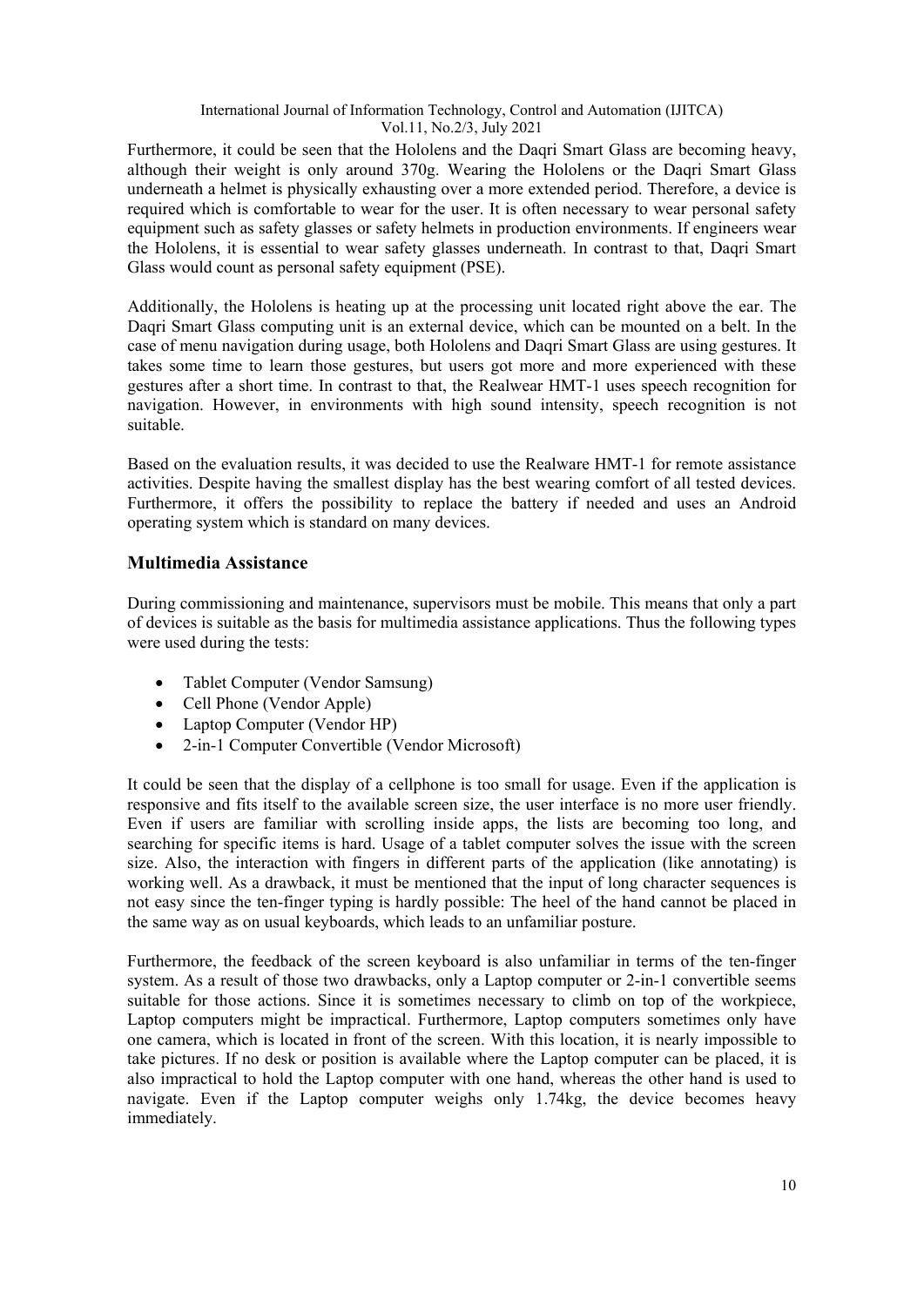Furthermore, it could be seen that the Hololens and the Daqri Smart Glass are becoming heavy, although their weight is only around 370g. Wearing the Hololens or the Daqri Smart Glass underneath a helmet is physically exhausting over a more extended period. Therefore, a device is required which is comfortable to wear for the user. It is often necessary to wear personal safety equipment such as safety glasses or safety helmets in production environments. If engineers wear the Hololens, it is essential to wear safety glasses underneath. In contrast to that, Daqri Smart Glass would count as personal safety equipment (PSE).

Additionally, the Hololens is heating up at the processing unit located right above the ear. The Daqri Smart Glass computing unit is an external device, which can be mounted on a belt. In the case of menu navigation during usage, both Hololens and Daqri Smart Glass are using gestures. It takes some time to learn those gestures, but users got more and more experienced with these gestures after a short time. In contrast to that, the Realwear HMT-1 uses speech recognition for navigation. However, in environments with high sound intensity, speech recognition is not suitable.

Based on the evaluation results, it was decided to use the Realware HMT-1 for remote assistance activities. Despite having the smallest display has the best wearing comfort of all tested devices. Furthermore, it offers the possibility to replace the battery if needed and uses an Android operating system which is standard on many devices.

## Multimedia Assistance

During commissioning and maintenance, supervisors must be mobile. This means that only a part of devices is suitable as the basis for multimedia assistance applications. Thus the following types were used during the tests:

- Tablet Computer (Vendor Samsung)
- Cell Phone (Vendor Apple)
- Laptop Computer (Vendor HP)
- 2-in-1 Computer Convertible (Vendor Microsoft)

It could be seen that the display of a cellphone is too small for usage. Even if the application is responsive and fits itself to the available screen size, the user interface is no more user friendly. Even if users are familiar with scrolling inside apps, the lists are becoming too long, and searching for specific items is hard. Usage of a tablet computer solves the issue with the screen size. Also, the interaction with fingers in different parts of the application (like annotating) is working well. As a drawback, it must be mentioned that the input of long character sequences is not easy since the ten-finger typing is hardly possible: The heel of the hand cannot be placed in the same way as on usual keyboards, which leads to an unfamiliar posture.

Furthermore, the feedback of the screen keyboard is also unfamiliar in terms of the ten-finger system. As a result of those two drawbacks, only a Laptop computer or 2-in-1 convertible seems suitable for those actions. Since it is sometimes necessary to climb on top of the workpiece, Laptop computers might be impractical. Furthermore, Laptop computers sometimes only have one camera, which is located in front of the screen. With this location, it is nearly impossible to take pictures. If no desk or position is available where the Laptop computer can be placed, it is also impractical to hold the Laptop computer with one hand, whereas the other hand is used to navigate. Even if the Laptop computer weighs only 1.74kg, the device becomes heavy immediately.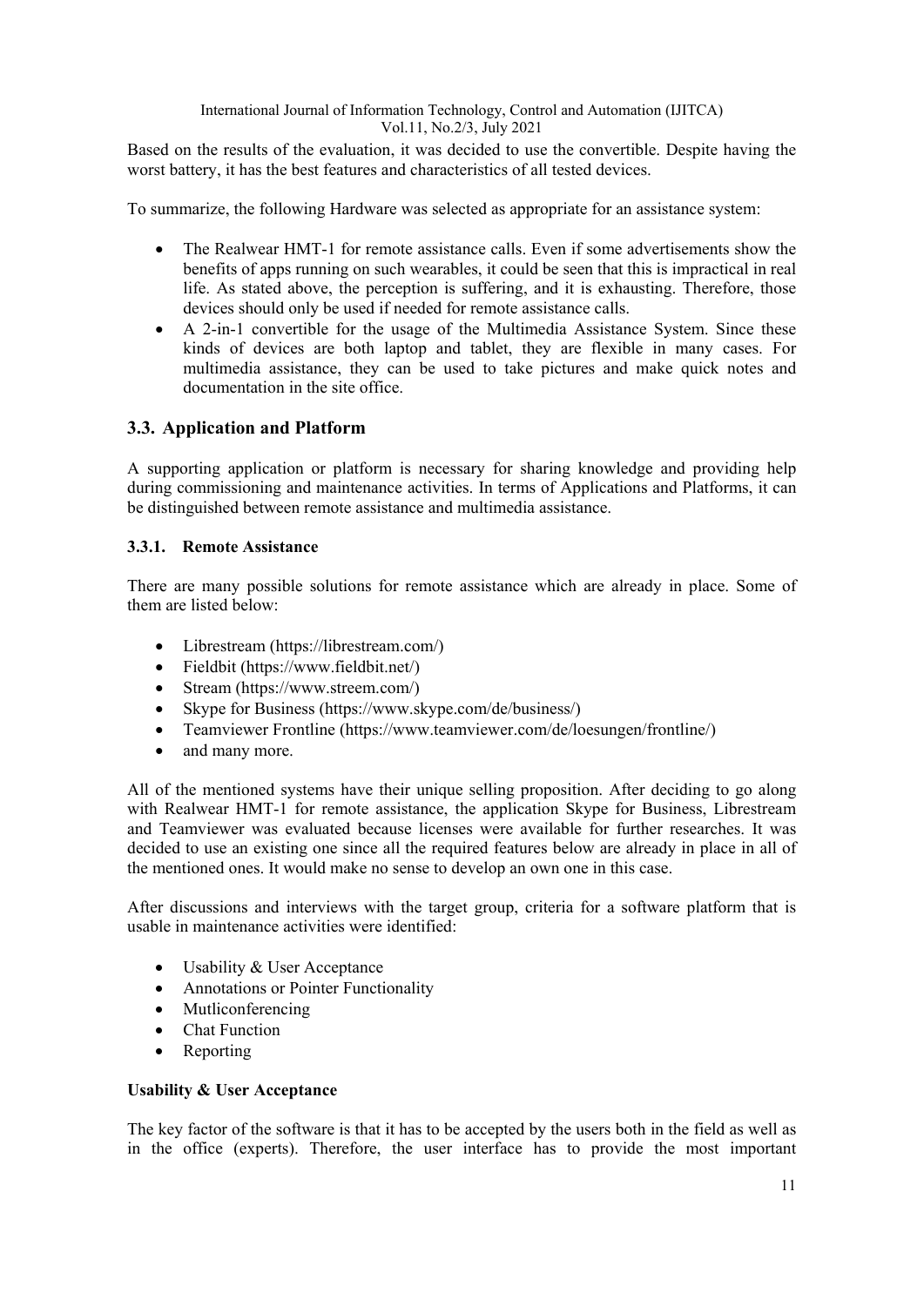Based on the results of the evaluation, it was decided to use the convertible. Despite having the worst battery, it has the best features and characteristics of all tested devices.

To summarize, the following Hardware was selected as appropriate for an assistance system:

- The Realwear HMT-1 for remote assistance calls. Even if some advertisements show the benefits of apps running on such wearables, it could be seen that this is impractical in real life. As stated above, the perception is suffering, and it is exhausting. Therefore, those devices should only be used if needed for remote assistance calls.
- A 2-in-1 convertible for the usage of the Multimedia Assistance System. Since these kinds of devices are both laptop and tablet, they are flexible in many cases. For multimedia assistance, they can be used to take pictures and make quick notes and documentation in the site office.

## 3.3. Application and Platform

A supporting application or platform is necessary for sharing knowledge and providing help during commissioning and maintenance activities. In terms of Applications and Platforms, it can be distinguished between remote assistance and multimedia assistance.

### 3.3.1. Remote Assistance

There are many possible solutions for remote assistance which are already in place. Some of them are listed below:

- Librestream (https://librestream.com/)
- Fieldbit (https://www.fieldbit.net/)
- Stream (https://www.streem.com/)
- Skype for Business (https://www.skype.com/de/business/)
- Teamviewer Frontline (https://www.teamviewer.com/de/loesungen/frontline/)
- and many more.

All of the mentioned systems have their unique selling proposition. After deciding to go along with Realwear HMT-1 for remote assistance, the application Skype for Business, Librestream and Teamviewer was evaluated because licenses were available for further researches. It was decided to use an existing one since all the required features below are already in place in all of the mentioned ones. It would make no sense to develop an own one in this case.

After discussions and interviews with the target group, criteria for a software platform that is usable in maintenance activities were identified:

- Usability & User Acceptance
- Annotations or Pointer Functionality
- Mutliconferencing
- Chat Function
- Reporting

**Usability & User Acceptance**

The key factor of the software is that it has to be accepted by the users both in the field as well as in the office (experts). Therefore, the user interface has to provide the most important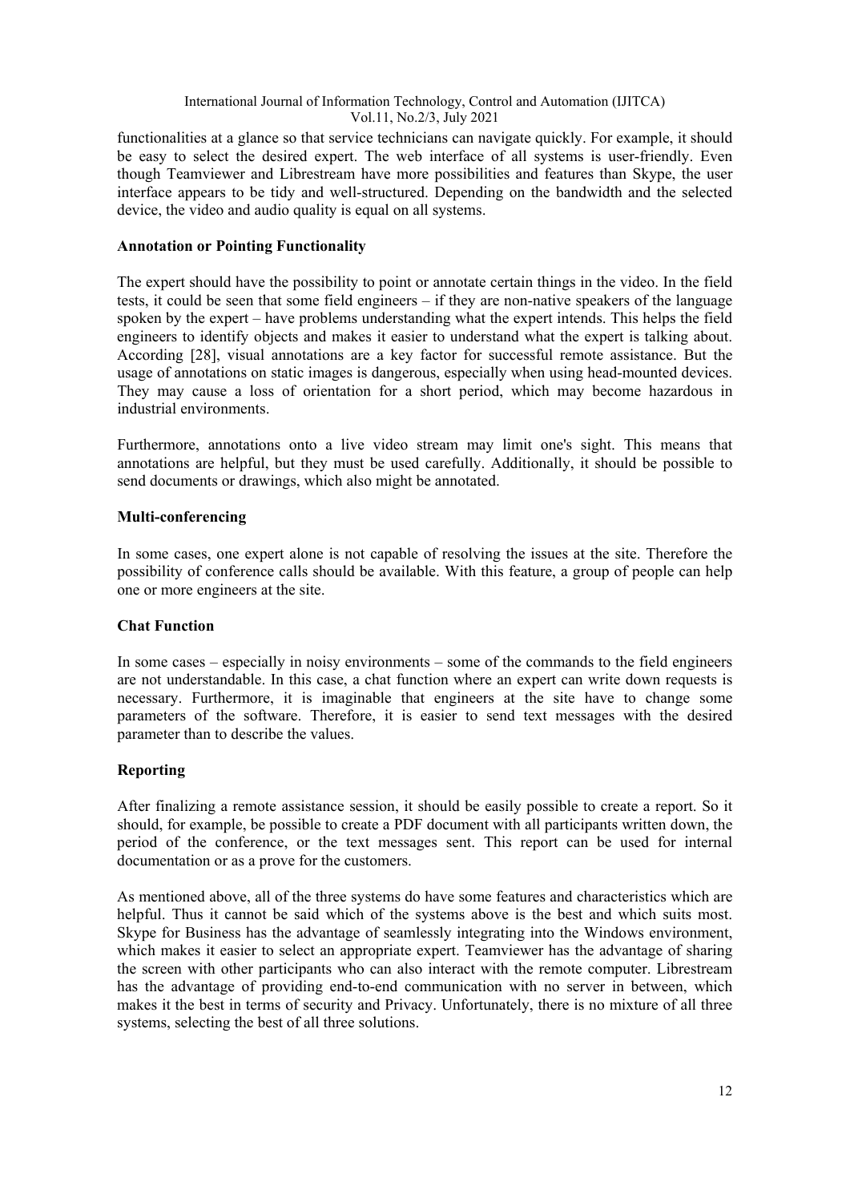functionalities at a glance so that service technicians can navigate quickly. For example, it should be easy to select the desired expert. The web interface of all systems is user-friendly. Even though Teamviewer and Librestream have more possibilities and features than Skype, the user interface appears to be tidy and well-structured. Depending on the bandwidth and the selected device, the video and audio quality is equal on all systems.

**Annotation or Pointing Functionality**

The expert should have the possibility to point or annotate certain things in the video. In the field tests, it could be seen that some field engineers – if they are non-native speakers of the language spoken by the expert – have problems understanding what the expert intends. This helps the field engineers to identify objects and makes it easier to understand what the expert is talking about. According [28], visual annotations are a key factor for successful remote assistance. But the usage of annotations on static images is dangerous, especially when using head-mounted devices. They may cause a loss of orientation for a short period, which may become hazardous in industrial environments.

Furthermore, annotations onto a live video stream may limit one's sight. This means that annotations are helpful, but they must be used carefully. Additionally, it should be possible to send documents or drawings, which also might be annotated.

**Multi-conferencing**

In some cases, one expert alone is not capable of resolving the issues at the site. Therefore the possibility of conference calls should be available. With this feature, a group of people can help one or more engineers at the site.

**Chat Function**

In some cases – especially in noisy environments – some of the commands to the field engineers are not understandable. In this case, a chat function where an expert can write down requests is necessary. Furthermore, it is imaginable that engineers at the site have to change some parameters of the software. Therefore, it is easier to send text messages with the desired parameter than to describe the values.

**Reporting**

After finalizing a remote assistance session, it should be easily possible to create a report. So it should, for example, be possible to create a PDF document with all participants written down, the period of the conference, or the text messages sent. This report can be used for internal documentation or as a prove for the customers.

As mentioned above, all of the three systems do have some features and characteristics which are helpful. Thus it cannot be said which of the systems above is the best and which suits most. Skype for Business has the advantage of seamlessly integrating into the Windows environment, which makes it easier to select an appropriate expert. Teamviewer has the advantage of sharing the screen with other participants who can also interact with the remote computer. Librestream has the advantage of providing end-to-end communication with no server in between, which makes it the best in terms of security and Privacy. Unfortunately, there is no mixture of all three systems, selecting the best of all three solutions.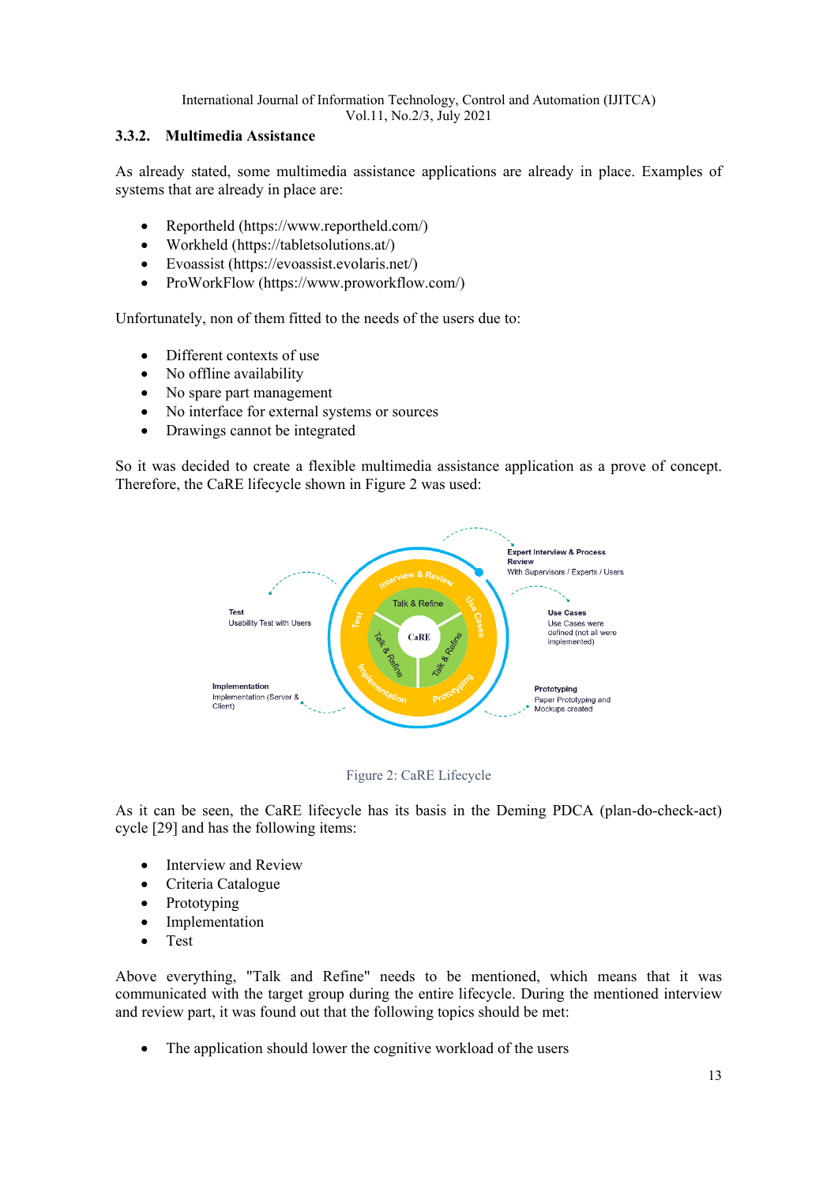### 3.3.2. Multimedia Assistance

As already stated, some multimedia assistance applications are already in place. Examples of systems that are already in place are:

- Reportheld (https://www.reportheld.com/)
- Workheld (https://tabletsolutions.at/)
- Evoassist (https://evoassist.evolaris.net/)
- ProWorkFlow (https://www.proworkflow.com/)

Unfortunately, non of them fitted to the needs of the users due to:

- Different contexts of use
- No offline availability
- No spare part management
- No interface for external systems or sources
- Drawings cannot be integrated

So it was decided to create a flexible multimedia assistance application as a prove of concept. Therefore, the CaRE lifecycle shown in Figure 2 was used:

Figure 2: CaRE Lifecycle

As it can be seen, the CaRE lifecycle has its basis in the Deming PDCA (plan-do-check-act) cycle [29] and has the following items:

- Interview and Review
- Criteria Catalogue
- Prototyping
- Implementation
- Test

Above everything, "Talk and Refine" needs to be mentioned, which means that it was communicated with the target group during the entire lifecycle. During the mentioned interview and review part, it was found out that the following topics should be met:

- The application should lower the cognitive workload of the users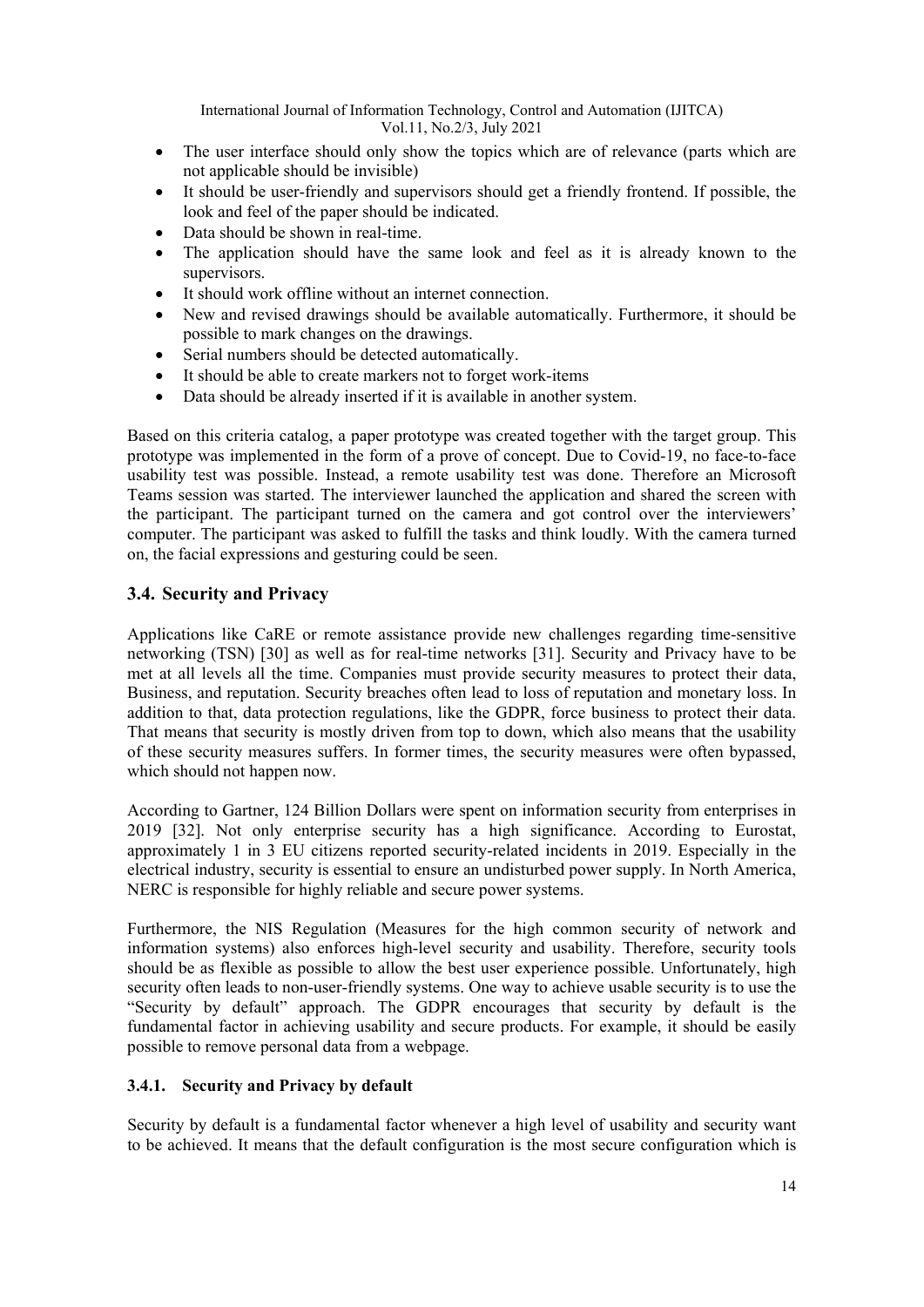- The user interface should only show the topics which are of relevance (parts which are not applicable should be invisible)
- It should be user-friendly and supervisors should get a friendly frontend. If possible, the look and feel of the paper should be indicated.
- Data should be shown in real-time.
- The application should have the same look and feel as it is already known to the supervisors.
- It should work offline without an internet connection.
- New and revised drawings should be available automatically. Furthermore, it should be possible to mark changes on the drawings.
- Serial numbers should be detected automatically.
- It should be able to create markers not to forget work-items
- Data should be already inserted if it is available in another system.

Based on this criteria catalog, a paper prototype was created together with the target group. This prototype was implemented in the form of a prove of concept. Due to Covid-19, no face-to-face usability test was possible. Instead, a remote usability test was done. Therefore an Microsoft Teams session was started. The interviewer launched the application and shared the screen with the participant. The participant turned on the camera and got control over the interviewers' computer. The participant was asked to fulfill the tasks and think loudly. With the camera turned on, the facial expressions and gesturing could be seen.

### 3.4. Security and Privacy

Applications like CaRE or remote assistance provide new challenges regarding time-sensitive networking (TSN) [30] as well as for real-time networks [31]. Security and Privacy have to be met at all levels all the time. Companies must provide security measures to protect their data, Business, and reputation. Security breaches often lead to loss of reputation and monetary loss. In addition to that, data protection regulations, like the GDPR, force business to protect their data. That means that security is mostly driven from top to down, which also means that the usability of these security measures suffers. In former times, the security measures were often bypassed, which should not happen now.

According to Gartner, 124 Billion Dollars were spent on information security from enterprises in 2019 [32]. Not only enterprise security has a high significance. According to Eurostat, approximately 1 in 3 EU citizens reported security-related incidents in 2019. Especially in the electrical industry, security is essential to ensure an undisturbed power supply. In North America, NERC is responsible for highly reliable and secure power systems.

Furthermore, the NIS Regulation (Measures for the high common security of network and information systems) also enforces high-level security and usability. Therefore, security tools should be as flexible as possible to allow the best user experience possible. Unfortunately, high security often leads to non-user-friendly systems. One way to achieve usable security is to use the "Security by default" approach. The GDPR encourages that security by default is the fundamental factor in achieving usability and secure products. For example, it should be easily possible to remove personal data from a webpage.

#### 3.4.1. Security and Privacy by default

Security by default is a fundamental factor whenever a high level of usability and security want to be achieved. It means that the default configuration is the most secure configuration which is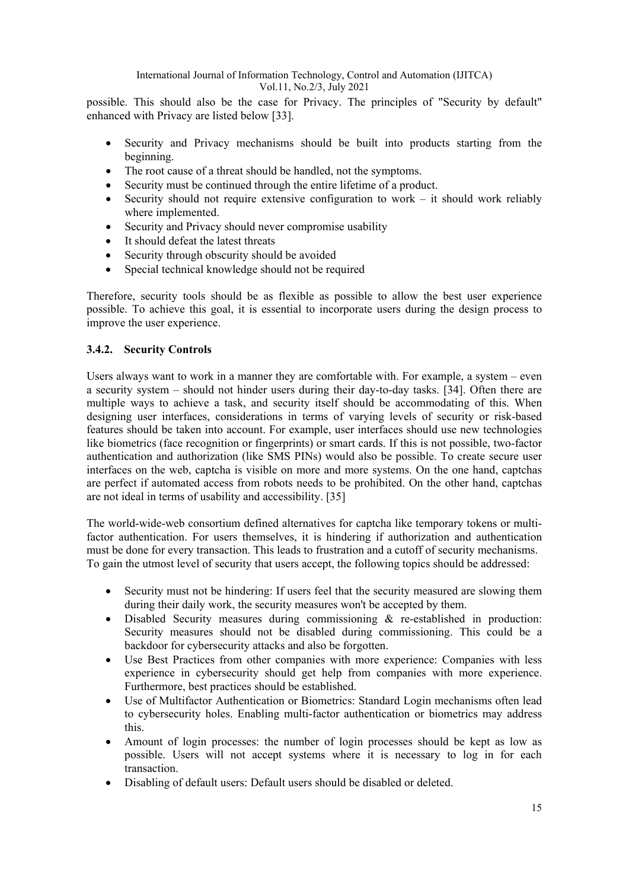possible. This should also be the case for Privacy. The principles of "Security by default" enhanced with Privacy are listed below [33].

- Security and Privacy mechanisms should be built into products starting from the beginning.
- The root cause of a threat should be handled, not the symptoms.
- Security must be continued through the entire lifetime of a product.
- Security should not require extensive configuration to work – it should work reliably where implemented.
- Security and Privacy should never compromise usability
- It should defeat the latest threats
- Security through obscurity should be avoided
- Special technical knowledge should not be required

Therefore, security tools should be as flexible as possible to allow the best user experience possible. To achieve this goal, it is essential to incorporate users during the design process to improve the user experience.

#### 3.4.2. Security Controls

Users always want to work in a manner they are comfortable with. For example, a system – even a security system – should not hinder users during their day-to-day tasks. [34]. Often there are multiple ways to achieve a task, and security itself should be accommodating of this. When designing user interfaces, considerations in terms of varying levels of security or risk-based features should be taken into account. For example, user interfaces should use new technologies like biometrics (face recognition or fingerprints) or smart cards. If this is not possible, two-factor authentication and authorization (like SMS PINs) would also be possible. To create secure user interfaces on the web, captcha is visible on more and more systems. On the one hand, captchas are perfect if automated access from robots needs to be prohibited. On the other hand, captchas are not ideal in terms of usability and accessibility. [35]

The world-wide-web consortium defined alternatives for captcha like temporary tokens or multi-factor authentication. For users themselves, it is hindering if authorization and authentication must be done for every transaction. This leads to frustration and a cutoff of security mechanisms. To gain the utmost level of security that users accept, the following topics should be addressed:

- Security must not be hindering: If users feel that the security measured are slowing them during their daily work, the security measures won't be accepted by them.
- Disabled Security measures during commissioning & re-established in production: Security measures should not be disabled during commissioning. This could be a backdoor for cybersecurity attacks and also be forgotten.
- Use Best Practices from other companies with more experience: Companies with less experience in cybersecurity should get help from companies with more experience. Furthermore, best practices should be established.
- Use of Multifactor Authentication or Biometrics: Standard Login mechanisms often lead to cybersecurity holes. Enabling multi-factor authentication or biometrics may address this.
- Amount of login processes: the number of login processes should be kept as low as possible. Users will not accept systems where it is necessary to log in for each transaction.
- Disabling of default users: Default users should be disabled or deleted.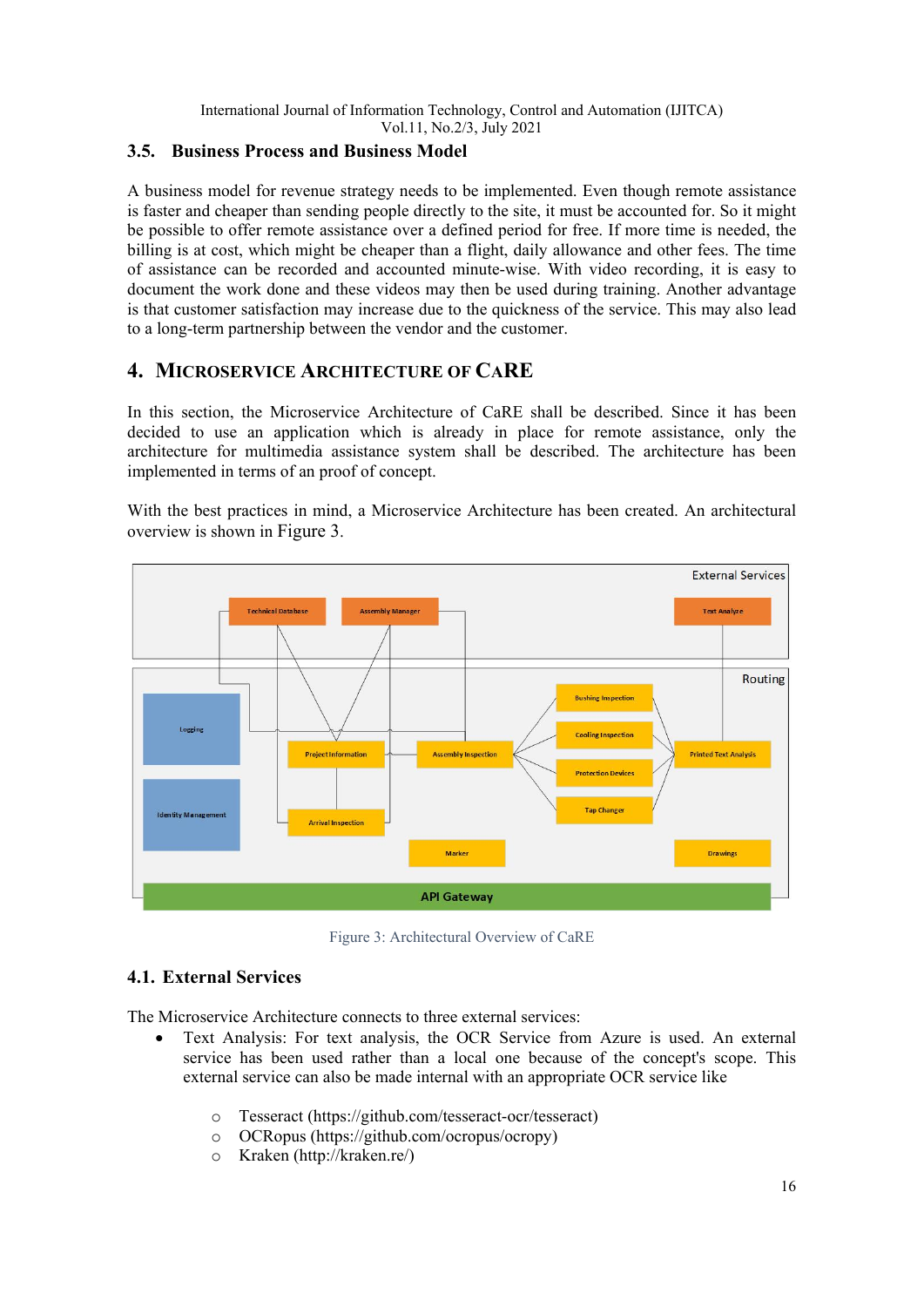### 3.5. Business Process and Business Model

A business model for revenue strategy needs to be implemented. Even though remote assistance is faster and cheaper than sending people directly to the site, it must be accounted for. So it might be possible to offer remote assistance over a defined period for free. If more time is needed, the billing is at cost, which might be cheaper than a flight, daily allowance and other fees. The time of assistance can be recorded and accounted minute-wise. With video recording, it is easy to document the work done and these videos may then be used during training. Another advantage is that customer satisfaction may increase due to the quickness of the service. This may also lead to a long-term partnership between the vendor and the customer.

## 4. MICROSERVICE ARCHITECTURE OF CARE

In this section, the Microservice Architecture of CaRE shall be described. Since it has been decided to use an application which is already in place for remote assistance, only the architecture for multimedia assistance system shall be described. The architecture has been implemented in terms of an proof of concept.

With the best practices in mind, a Microservice Architecture has been created. An architectural overview is shown in Figure 3.

Figure 3: Architectural Overview of CaRE

### 4.1. External Services

The Microservice Architecture connects to three external services:

- Text Analysis: For text analysis, the OCR Service from Azure is used. An external service has been used rather than a local one because of the concept's scope. This external service can also be made internal with an appropriate OCR service like
  - Tesseract (https://github.com/tesseract-ocr/tesseract)
  - OCRopus (https://github.com/ocropus/ocropy)
  - Kraken (http://kraken.re/)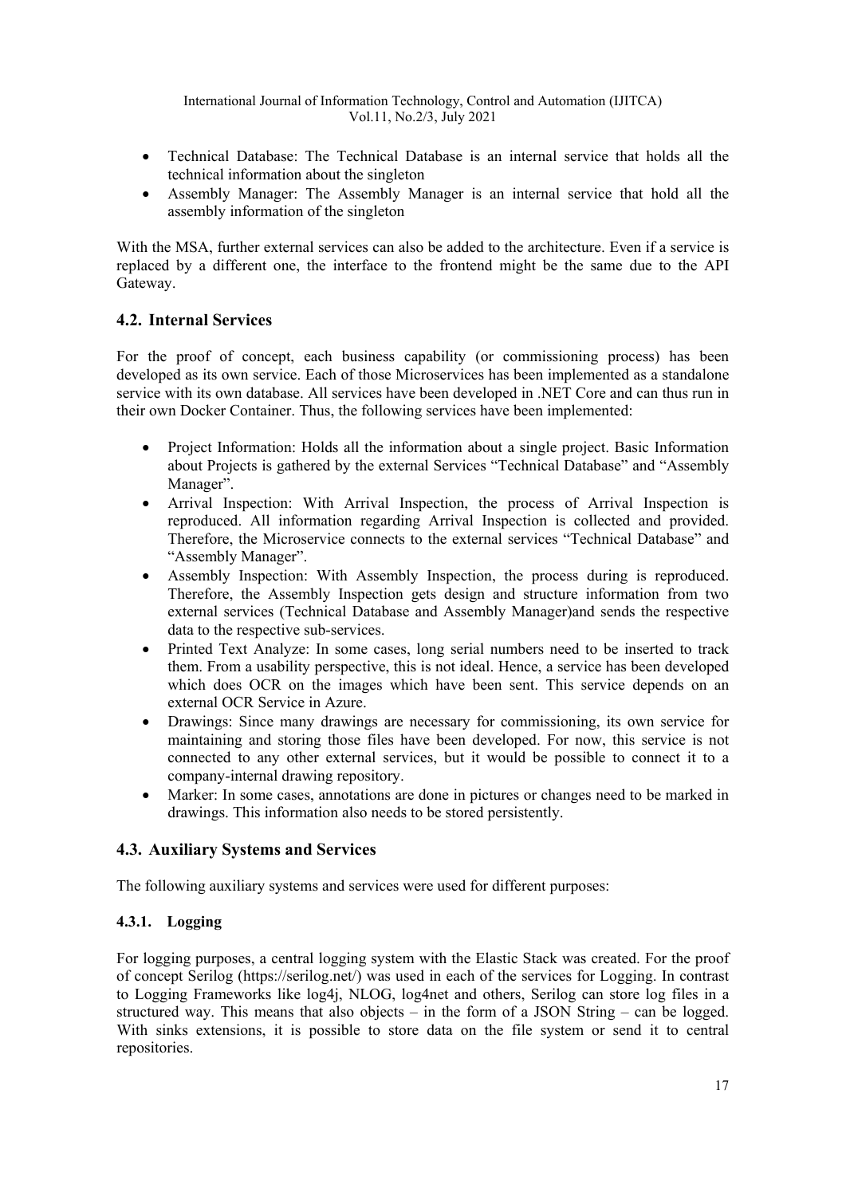- Technical Database: The Technical Database is an internal service that holds all the technical information about the singleton
- Assembly Manager: The Assembly Manager is an internal service that hold all the assembly information of the singleton

With the MSA, further external services can also be added to the architecture. Even if a service is replaced by a different one, the interface to the frontend might be the same due to the API Gateway.

## 4.2. Internal Services

For the proof of concept, each business capability (or commissioning process) has been developed as its own service. Each of those Microservices has been implemented as a standalone service with its own database. All services have been developed in .NET Core and can thus run in their own Docker Container. Thus, the following services have been implemented:

- Project Information: Holds all the information about a single project. Basic Information about Projects is gathered by the external Services "Technical Database" and "Assembly Manager".
- Arrival Inspection: With Arrival Inspection, the process of Arrival Inspection is reproduced. All information regarding Arrival Inspection is collected and provided. Therefore, the Microservice connects to the external services "Technical Database" and "Assembly Manager".
- Assembly Inspection: With Assembly Inspection, the process during is reproduced. Therefore, the Assembly Inspection gets design and structure information from two external services (Technical Database and Assembly Manager)and sends the respective data to the respective sub-services.
- Printed Text Analyze: In some cases, long serial numbers need to be inserted to track them. From a usability perspective, this is not ideal. Hence, a service has been developed which does OCR on the images which have been sent. This service depends on an external OCR Service in Azure.
- Drawings: Since many drawings are necessary for commissioning, its own service for maintaining and storing those files have been developed. For now, this service is not connected to any other external services, but it would be possible to connect it to a company-internal drawing repository.
- Marker: In some cases, annotations are done in pictures or changes need to be marked in drawings. This information also needs to be stored persistently.

## 4.3. Auxiliary Systems and Services

The following auxiliary systems and services were used for different purposes:

### 4.3.1. Logging

For logging purposes, a central logging system with the Elastic Stack was created. For the proof of concept Serilog (https://serilog.net/) was used in each of the services for Logging. In contrast to Logging Frameworks like log4j, NLOG, log4net and others, Serilog can store log files in a structured way. This means that also objects – in the form of a JSON String – can be logged. With sinks extensions, it is possible to store data on the file system or send it to central repositories.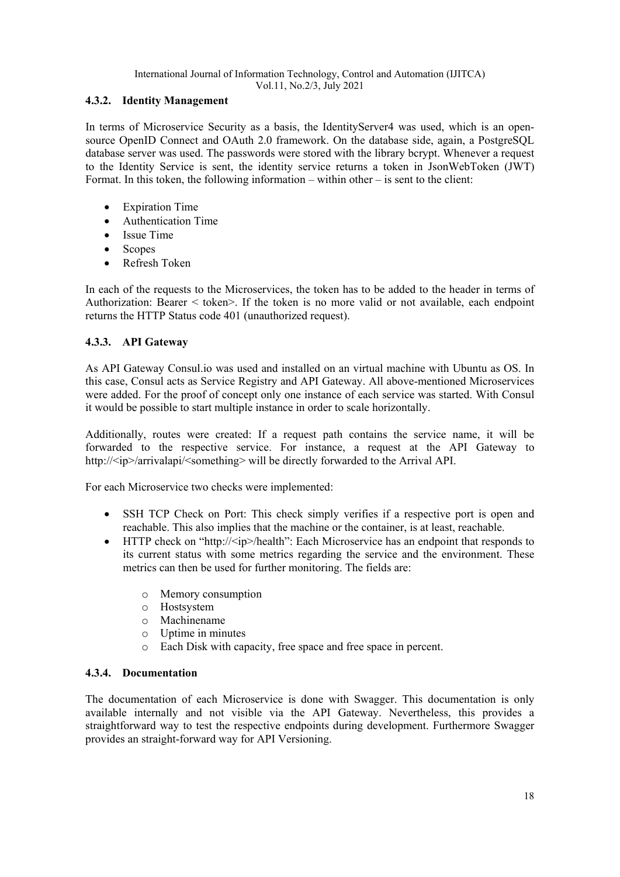### 4.3.2. Identity Management

In terms of Microservice Security as a basis, the IdentityServer4 was used, which is an open-source OpenID Connect and OAuth 2.0 framework. On the database side, again, a PostgreSQL database server was used. The passwords were stored with the library bcrypt. Whenever a request to the Identity Service is sent, the identity service returns a token in JsonWebToken (JWT) Format. In this token, the following information – within other – is sent to the client:

- Expiration Time
- Authentication Time
- Issue Time
- Scopes
- Refresh Token

In each of the requests to the Microservices, the token has to be added to the header in terms of Authorization: Bearer < token>. If the token is no more valid or not available, each endpoint returns the HTTP Status code 401 (unauthorized request).

### 4.3.3. API Gateway

As API Gateway Consul.io was used and installed on an virtual machine with Ubuntu as OS. In this case, Consul acts as Service Registry and API Gateway. All above-mentioned Microservices were added. For the proof of concept only one instance of each service was started. With Consul it would be possible to start multiple instance in order to scale horizontally.

Additionally, routes were created: If a request path contains the service name, it will be forwarded to the respective service. For instance, a request at the API Gateway to http://<ip>/arrivalapi/<something> will be directly forwarded to the Arrival API.

For each Microservice two checks were implemented:

- SSH TCP Check on Port: This check simply verifies if a respective port is open and reachable. This also implies that the machine or the container, is at least, reachable.
- HTTP check on "http://<ip>/health": Each Microservice has an endpoint that responds to its current status with some metrics regarding the service and the environment. These metrics can then be used for further monitoring. The fields are:
    - Memory consumption
    - Hostsystem
    - Machinename
    - Uptime in minutes
    - Each Disk with capacity, free space and free space in percent.

### 4.3.4. Documentation

The documentation of each Microservice is done with Swagger. This documentation is only available internally and not visible via the API Gateway. Nevertheless, this provides a straightforward way to test the respective endpoints during development. Furthermore Swagger provides an straight-forward way for API Versioning.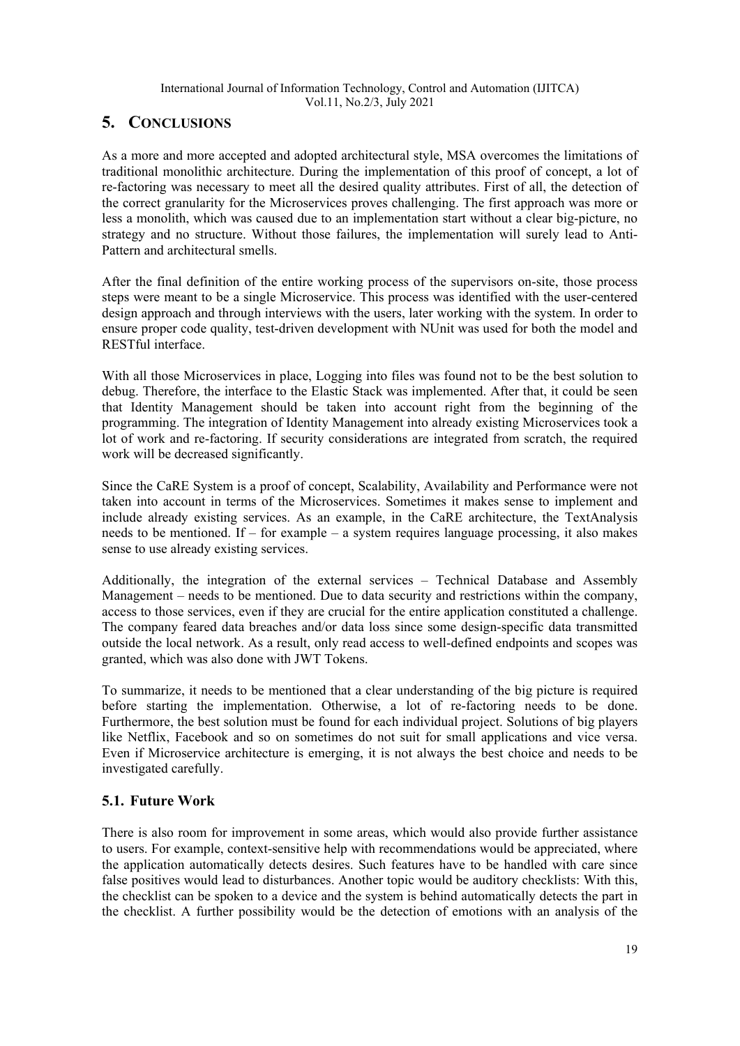## 5. CONCLUSIONS

As a more and more accepted and adopted architectural style, MSA overcomes the limitations of traditional monolithic architecture. During the implementation of this proof of concept, a lot of re-factoring was necessary to meet all the desired quality attributes. First of all, the detection of the correct granularity for the Microservices proves challenging. The first approach was more or less a monolith, which was caused due to an implementation start without a clear big-picture, no strategy and no structure. Without those failures, the implementation will surely lead to Anti-Pattern and architectural smells.

After the final definition of the entire working process of the supervisors on-site, those process steps were meant to be a single Microservice. This process was identified with the user-centered design approach and through interviews with the users, later working with the system. In order to ensure proper code quality, test-driven development with NUnit was used for both the model and RESTful interface.

With all those Microservices in place, Logging into files was found not to be the best solution to debug. Therefore, the interface to the Elastic Stack was implemented. After that, it could be seen that Identity Management should be taken into account right from the beginning of the programming. The integration of Identity Management into already existing Microservices took a lot of work and re-factoring. If security considerations are integrated from scratch, the required work will be decreased significantly.

Since the CaRE System is a proof of concept, Scalability, Availability and Performance were not taken into account in terms of the Microservices. Sometimes it makes sense to implement and include already existing services. As an example, in the CaRE architecture, the TextAnalysis needs to be mentioned. If – for example – a system requires language processing, it also makes sense to use already existing services.

Additionally, the integration of the external services – Technical Database and Assembly Management – needs to be mentioned. Due to data security and restrictions within the company, access to those services, even if they are crucial for the entire application constituted a challenge. The company feared data breaches and/or data loss since some design-specific data transmitted outside the local network. As a result, only read access to well-defined endpoints and scopes was granted, which was also done with JWT Tokens.

To summarize, it needs to be mentioned that a clear understanding of the big picture is required before starting the implementation. Otherwise, a lot of re-factoring needs to be done. Furthermore, the best solution must be found for each individual project. Solutions of big players like Netflix, Facebook and so on sometimes do not suit for small applications and vice versa. Even if Microservice architecture is emerging, it is not always the best choice and needs to be investigated carefully.

### 5.1. Future Work

There is also room for improvement in some areas, which would also provide further assistance to users. For example, context-sensitive help with recommendations would be appreciated, where the application automatically detects desires. Such features have to be handled with care since false positives would lead to disturbances. Another topic would be auditory checklists: With this, the checklist can be spoken to a device and the system is behind automatically detects the part in the checklist. A further possibility would be the detection of emotions with an analysis of the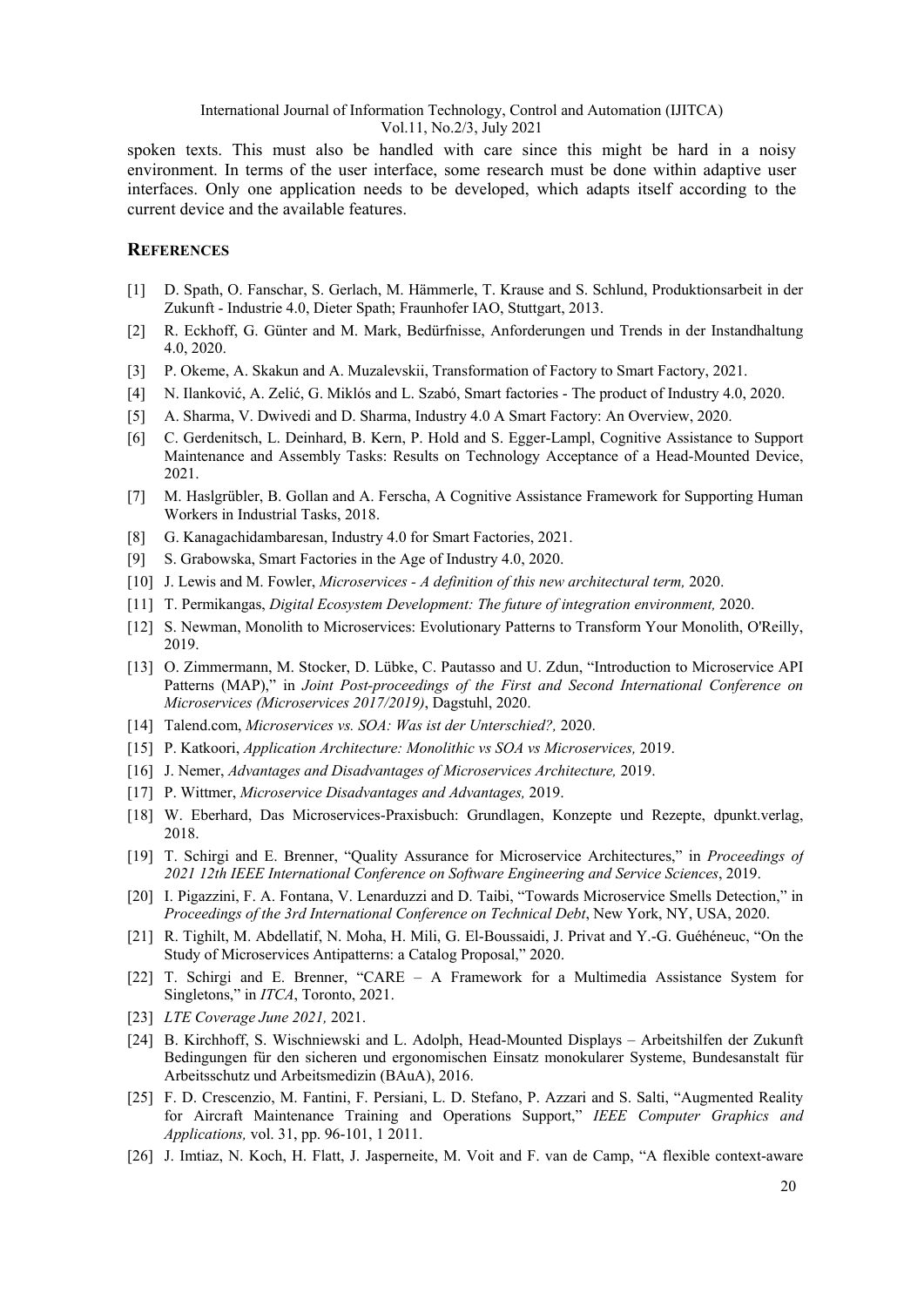spoken texts. This must also be handled with care since this might be hard in a noisy environment. In terms of the user interface, some research must be done within adaptive user interfaces. Only one application needs to be developed, which adapts itself according to the current device and the available features.

## REFERENCES

[1] D. Spath, O. Fanschar, S. Gerlach, M. Hämmerle, T. Krause and S. Schlund, Produktionsarbeit in der Zukunft - Industrie 4.0, Dieter Spath; Fraunhofer IAO, Stuttgart, 2013.

[2] R. Eckhoff, G. Günter and M. Mark, Bedürfnisse, Anforderungen und Trends in der Instandhaltung 4.0, 2020.

[3] P. Okeme, A. Skakun and A. Muzalevskii, Transformation of Factory to Smart Factory, 2021.

[4] N. Ilanković, A. Zelić, G. Miklós and L. Szabó, Smart factories - The product of Industry 4.0, 2020.

[5] A. Sharma, V. Dwivedi and D. Sharma, Industry 4.0 A Smart Factory: An Overview, 2020.

[6] C. Gerdenitsch, L. Deinhard, B. Kern, P. Hold and S. Egger-Lampl, Cognitive Assistance to Support Maintenance and Assembly Tasks: Results on Technology Acceptance of a Head-Mounted Device, 2021.

[7] M. Haslgrübler, B. Gollan and A. Ferscha, A Cognitive Assistance Framework for Supporting Human Workers in Industrial Tasks, 2018.

[8] G. Kanagachidambaresan, Industry 4.0 for Smart Factories, 2021.

[9] S. Grabowska, Smart Factories in the Age of Industry 4.0, 2020.

[10] J. Lewis and M. Fowler, *Microservices - A definition of this new architectural term,* 2020.

[11] T. Permikangas, *Digital Ecosystem Development: The future of integration environment,* 2020.

[12] S. Newman, Monolith to Microservices: Evolutionary Patterns to Transform Your Monolith, O'Reilly, 2019.

[13] O. Zimmermann, M. Stocker, D. Lübke, C. Pautasso and U. Zdun, "Introduction to Microservice API Patterns (MAP)," in *Joint Post-proceedings of the First and Second International Conference on Microservices (Microservices 2017/2019)*, Dagstuhl, 2020.

[14] Talend.com, *Microservices vs. SOA: Was ist der Unterschied?,* 2020.

[15] P. Katkoori, *Application Architecture: Monolithic vs SOA vs Microservices,* 2019.

[16] J. Nemer, *Advantages and Disadvantages of Microservices Architecture,* 2019.

[17] P. Wittmer, *Microservice Disadvantages and Advantages,* 2019.

[18] W. Eberhard, Das Microservices-Praxisbuch: Grundlagen, Konzepte und Rezepte, dpunkt.verlag, 2018.

[19] T. Schirgi and E. Brenner, "Quality Assurance for Microservice Architectures," in *Proceedings of 2021 12th IEEE International Conference on Software Engineering and Service Sciences*, 2019.

[20] I. Pigazzini, F. A. Fontana, V. Lenarduzzi and D. Taibi, "Towards Microservice Smells Detection," in *Proceedings of the 3rd International Conference on Technical Debt*, New York, NY, USA, 2020.

[21] R. Tighilt, M. Abdellatif, N. Moha, H. Mili, G. El-Boussaidi, J. Privat and Y.-G. Guéhéneuc, "On the Study of Microservices Antipatterns: a Catalog Proposal," 2020.

[22] T. Schirgi and E. Brenner, "CARE – A Framework for a Multimedia Assistance System for Singletons," in *ITCA*, Toronto, 2021.

[23] *LTE Coverage June 2021,* 2021.

[24] B. Kirchhoff, S. Wischniewski and L. Adolph, Head-Mounted Displays – Arbeitshilfen der Zukunft Bedingungen für den sicheren und ergonomischen Einsatz monokularer Systeme, Bundesanstalt für Arbeitsschutz und Arbeitsmedizin (BAuA), 2016.

[25] F. D. Crescenzio, M. Fantini, F. Persiani, L. D. Stefano, P. Azzari and S. Salti, "Augmented Reality for Aircraft Maintenance Training and Operations Support," *IEEE Computer Graphics and Applications,* vol. 31, pp. 96-101, 1 2011.

[26] J. Imtiaz, N. Koch, H. Flatt, J. Jasperneite, M. Voit and F. van de Camp, "A flexible context-aware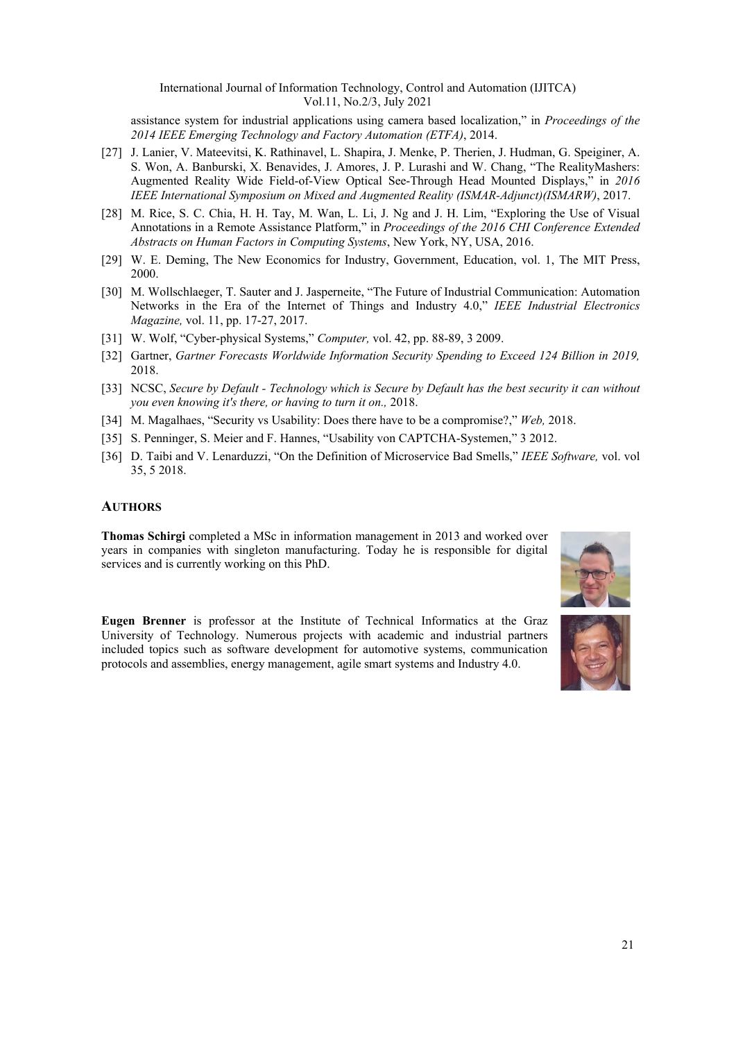assistance system for industrial applications using camera based localization," in *Proceedings of the 2014 IEEE Emerging Technology and Factory Automation (ETFA)*, 2014.

[27] J. Lanier, V. Mateevitsi, K. Rathinavel, L. Shapira, J. Menke, P. Therien, J. Hudman, G. Speiginer, A. S. Won, A. Banburski, X. Benavides, J. Amores, J. P. Lurashi and W. Chang, "The RealityMashers: Augmented Reality Wide Field-of-View Optical See-Through Head Mounted Displays," in *2016 IEEE International Symposium on Mixed and Augmented Reality (ISMAR-Adjunct)(ISMARW)*, 2017.

[28] M. Rice, S. C. Chia, H. H. Tay, M. Wan, L. Li, J. Ng and J. H. Lim, "Exploring the Use of Visual Annotations in a Remote Assistance Platform," in *Proceedings of the 2016 CHI Conference Extended Abstracts on Human Factors in Computing Systems*, New York, NY, USA, 2016.

[29] W. E. Deming, The New Economics for Industry, Government, Education, vol. 1, The MIT Press, 2000.

[30] M. Wollschlaeger, T. Sauter and J. Jasperneite, "The Future of Industrial Communication: Automation Networks in the Era of the Internet of Things and Industry 4.0," *IEEE Industrial Electronics Magazine,* vol. 11, pp. 17-27, 2017.

[31] W. Wolf, "Cyber-physical Systems," *Computer,* vol. 42, pp. 88-89, 3 2009.

[32] Gartner, *Gartner Forecasts Worldwide Information Security Spending to Exceed 124 Billion in 2019,* 2018.

[33] NCSC, *Secure by Default - Technology which is Secure by Default has the best security it can without you even knowing it's there, or having to turn it on.,* 2018.

[34] M. Magalhaes, "Security vs Usability: Does there have to be a compromise?," *Web,* 2018.

[35] S. Penninger, S. Meier and F. Hannes, "Usability von CAPTCHA-Systemen," 3 2012.

[36] D. Taibi and V. Lenarduzzi, "On the Definition of Microservice Bad Smells," *IEEE Software,* vol. vol 35, 5 2018.

## AUTHORS

**Thomas Schirgi** completed a MSc in information management in 2013 and worked over years in companies with singleton manufacturing. Today he is responsible for digital services and is currently working on this PhD.

**Eugen Brenner** is professor at the Institute of Technical Informatics at the Graz University of Technology. Numerous projects with academic and industrial partners included topics such as software development for automotive systems, communication protocols and assemblies, energy management, agile smart systems and Industry 4.0.